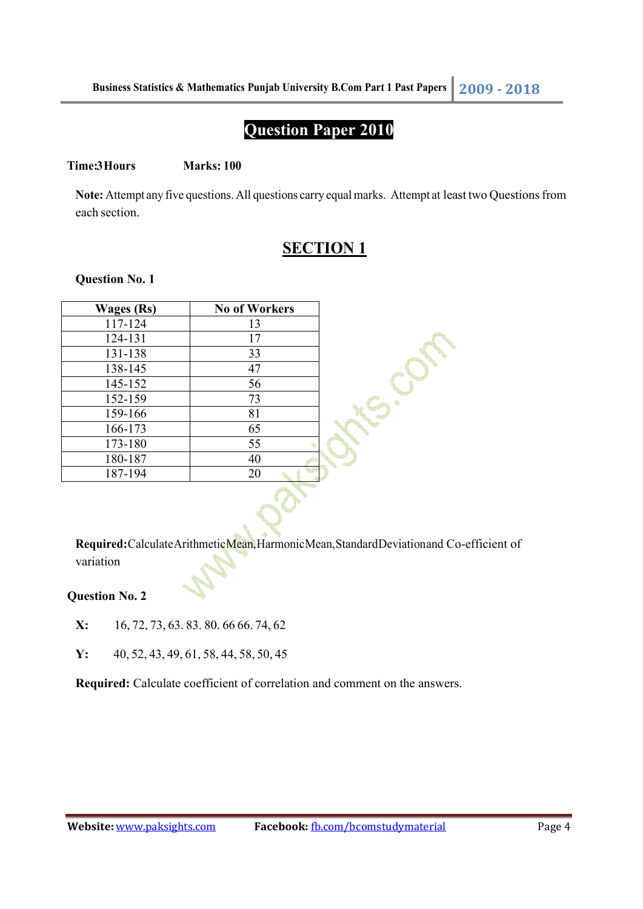# Question Paper 2010

**Time:3Hours** **Marks: 100**

**Note:** Attempt any five questions. All questions carry equal marks. Attempt at least two Questions from each section.

## SECTION 1

**Question No. 1**

| Wages (Rs) | No of Workers |
|---|---|
| 117-124 | 13 |
| 124-131 | 17 |
| 131-138 | 33 |
| 138-145 | 47 |
| 145-152 | 56 |
| 152-159 | 73 |
| 159-166 | 81 |
| 166-173 | 65 |
| 173-180 | 55 |
| 180-187 | 40 |
| 187-194 | 20 |

**Required:** Calculate Arithmetic Mean, Harmonic Mean, Standard Deviation and Co-efficient of variation

**Question No. 2**

**X:** 16, 72, 73, 63. 83. 80. 66 66. 74, 62

**Y:** 40, 52, 43, 49, 61, 58, 44, 58, 50, 45

**Required:** Calculate coefficient of correlation and comment on the answers.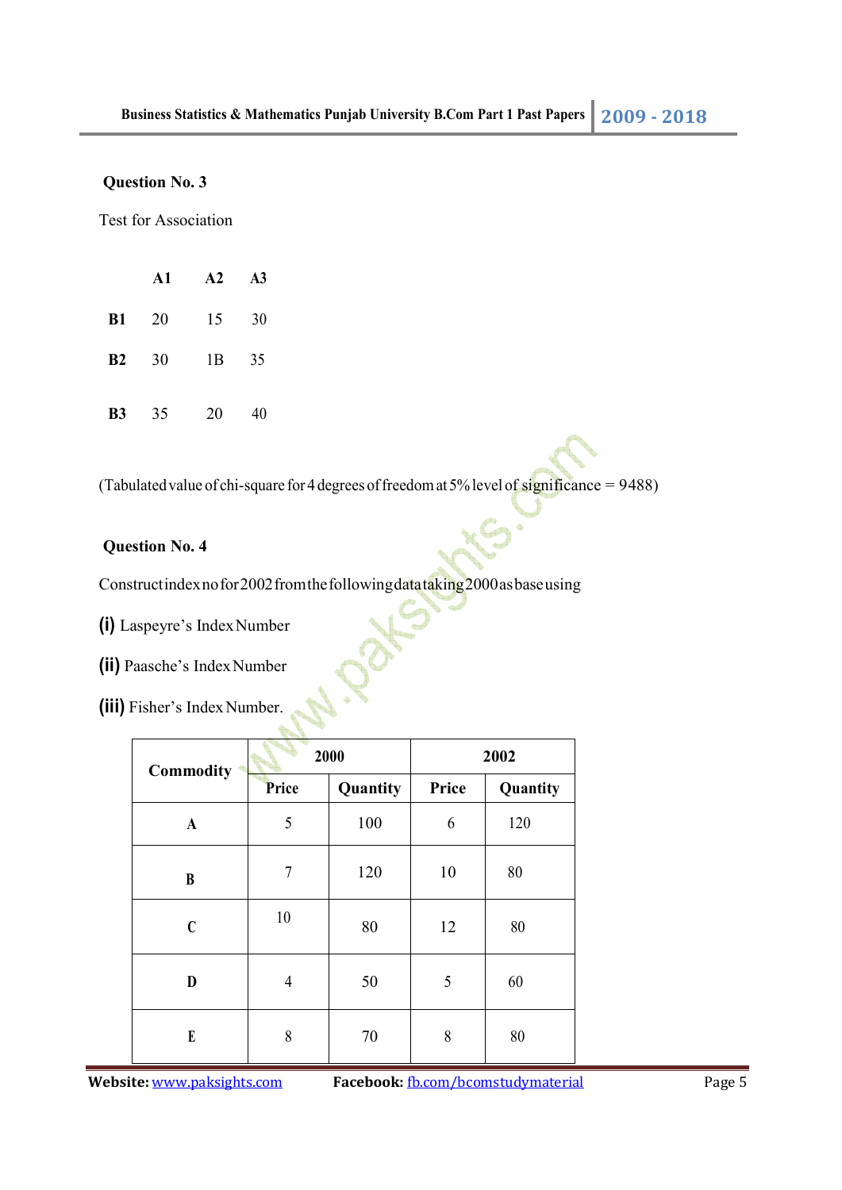**Question No. 3**

Test for Association

| | A1 | A2 | A3 |
|---|---|---|---|
| **B1** | 20 | 15 | 30 |
| **B2** | 30 | 1B | 35 |
| **B3** | 35 | 20 | 40 |

(Tabulated value of chi-square for 4 degrees of freedom at 5% level of significance = 9488)

**Question No. 4**

Construct index no for 2002 from the following data taking 2000 as base using

**(i)** Laspeyre's Index Number

**(ii)** Paasche's Index Number

**(iii)** Fisher's Index Number.

| Commodity | 2000 | | 2002 | |
|---|---|---|---|---|
| | Price | Quantity | Price | Quantity |
| A | 5 | 100 | 6 | 120 |
| B | 7 | 120 | 10 | 80 |
| C | 10 | 80 | 12 | 80 |
| D | 4 | 50 | 5 | 60 |
| E | 8 | 70 | 8 | 80 |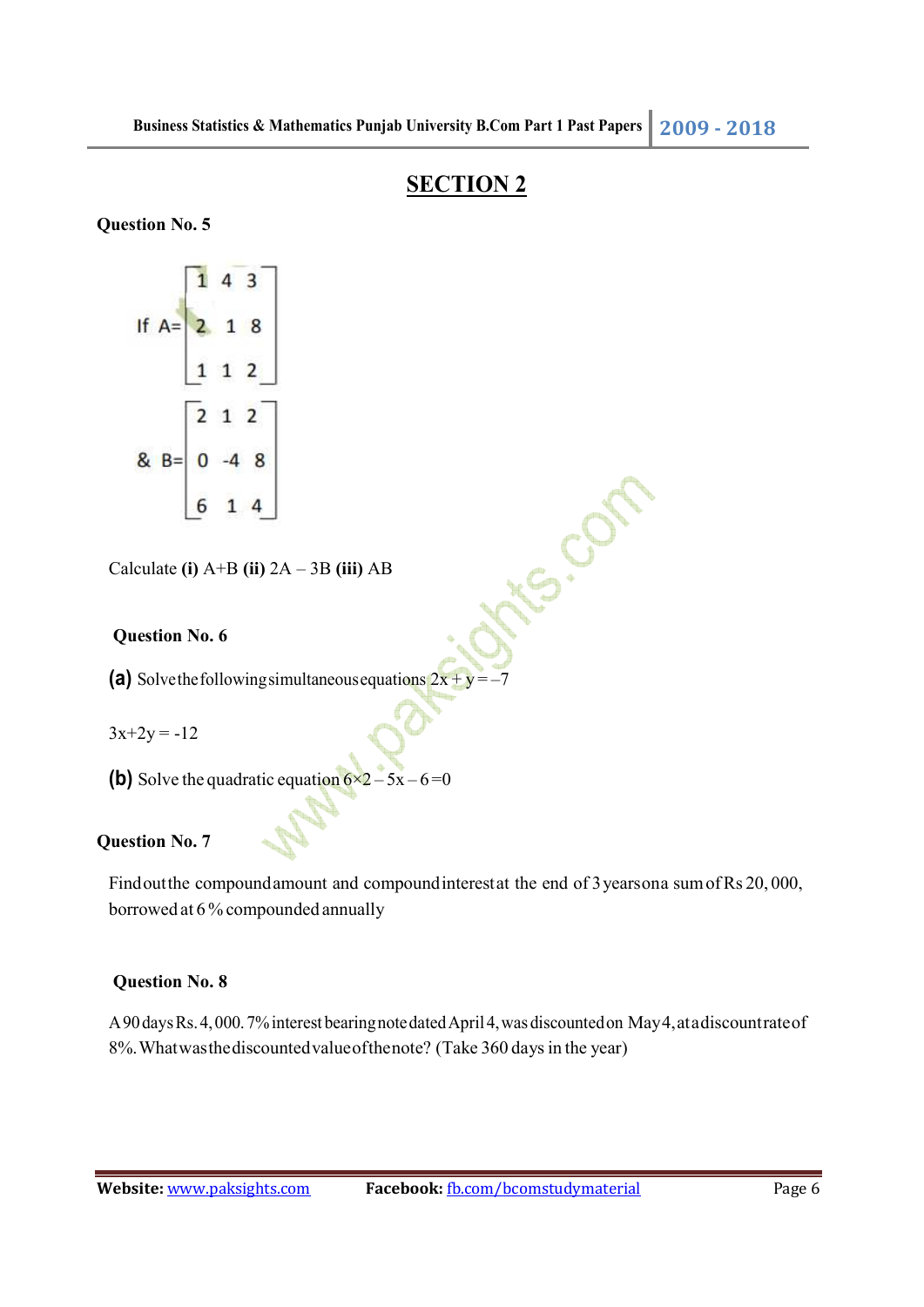# SECTION 2

**Question No. 5**

$$\text{If } A = \begin{bmatrix} 1 & 4 & 3 \\ 2 & 1 & 8 \\ 1 & 1 & 2 \end{bmatrix}$$

$$\& \; B = \begin{bmatrix} 2 & 1 & 2 \\ 0 & -4 & 8 \\ 6 & 1 & 4 \end{bmatrix}$$

Calculate **(i)** A+B **(ii)** 2A – 3B **(iii)** AB

**Question No. 6**

**(a)** Solve the following simultaneous equations $2x + y = -7$

$3x+2y = -12$

**(b)** Solve the quadratic equation 6×2 – 5x – 6 =0

**Question No. 7**

Find out the compound amount and compound interest at the end of 3 years on a sum of Rs 20, 000, borrowed at 6 % compounded annually

**Question No. 8**

A 90 days Rs. 4, 000. 7% interest bearing note dated April 4, was discounted on May 4, at a discount rate of 8%. What was the discounted value of the note? (Take 360 days in the year)